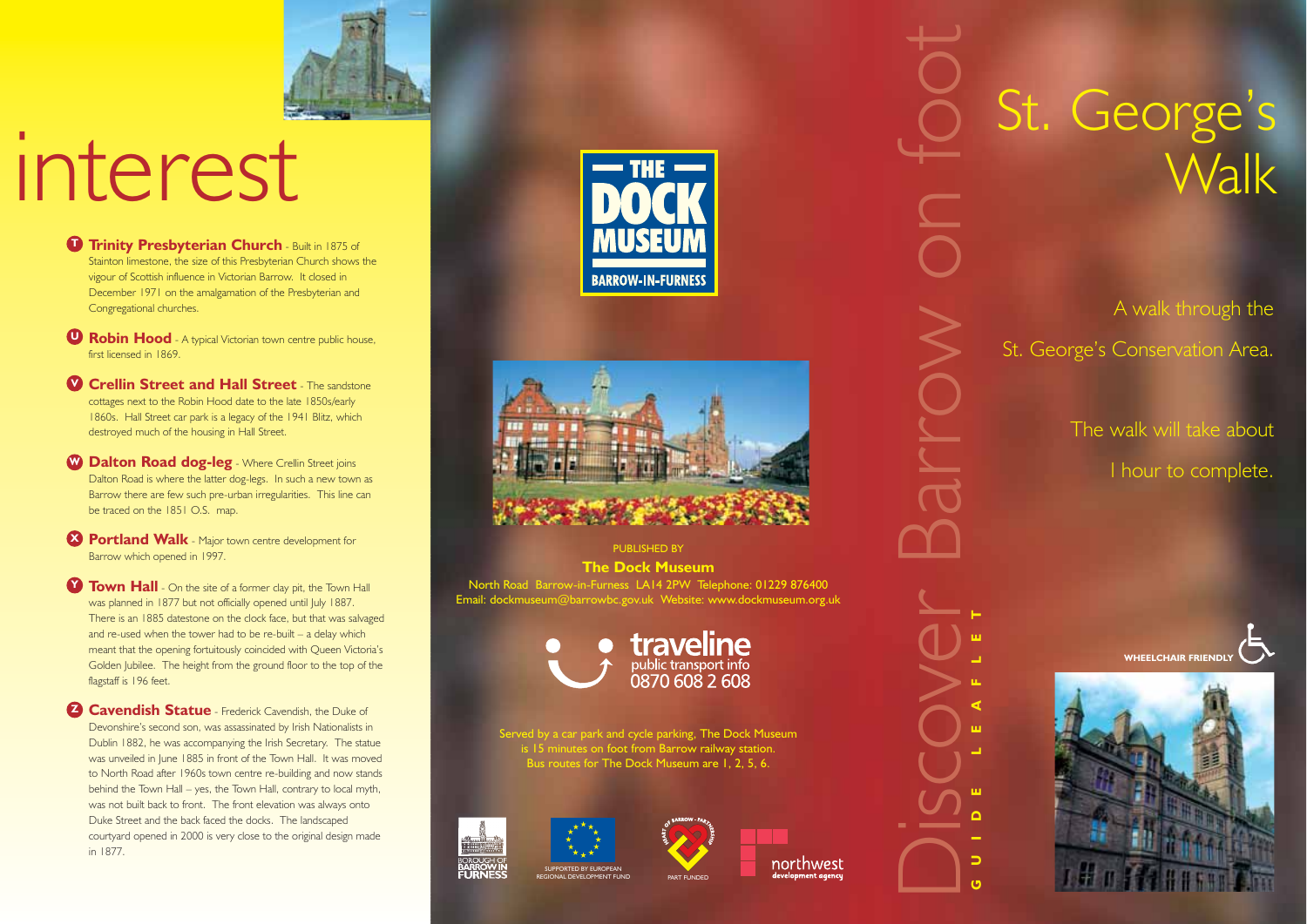# interest

**T** **Trinity Presbyterian Church** - Built in 1875 of Stainton limestone, the size of this Presbyterian Church shows the vigour of Scottish influence in Victorian Barrow. It closed in December 1971 on the amalgamation of the Presbyterian and Congregational churches.

**U** **Robin Hood** - A typical Victorian town centre public house, first licensed in 1869.

**V** **Crellin Street and Hall Street** - The sandstone cottages next to the Robin Hood date to the late 1850s/early 1860s. Hall Street car park is a legacy of the 1941 Blitz, which destroyed much of the housing in Hall Street.

**W** **Dalton Road dog-leg** - Where Crellin Street joins Dalton Road is where the latter dog-legs. In such a new town as Barrow there are few such pre-urban irregularities. This line can be traced on the 1851 O.S. map.

**X** **Portland Walk** - Major town centre development for Barrow which opened in 1997.

**Y** **Town Hall** - On the site of a former clay pit, the Town Hall was planned in 1877 but not officially opened until July 1887. There is an 1885 datestone on the clock face, but that was salvaged and re-used when the tower had to be re-built – a delay which meant that the opening fortuitously coincided with Queen Victoria's Golden Jubilee. The height from the ground floor to the top of the flagstaff is 196 feet.

**Z** **Cavendish Statue** - Frederick Cavendish, the Duke of Devonshire's second son, was assassinated by Irish Nationalists in Dublin 1882, he was accompanying the Irish Secretary. The statue was unveiled in June 1885 in front of the Town Hall. It was moved to North Road after 1960s town centre re-building and now stands behind the Town Hall – yes, the Town Hall, contrary to local myth, was not built back to front. The front elevation was always onto Duke Street and the back faced the docks. The landscaped courtyard opened in 2000 is very close to the original design made in 1877.

THE DOCK MUSEUM
BARROW-IN-FURNESS

PUBLISHED BY

**The Dock Museum**

North Road Barrow-in-Furness LA14 2PW Telephone: 01229 876400
Email: dockmuseum@barrowbc.gov.uk Website: www.dockmuseum.org.uk

traveline
public transport info
0870 608 2 608

Served by a car park and cycle parking. The Dock Museum is 15 minutes on foot from Barrow railway station.
Bus routes for The Dock Museum are 1, 2, 5, 6.

BOROUGH OF BARROW IN FURNESS

SUPPORTED BY EUROPEAN REGIONAL DEVELOPMENT FUND

HEART OF BARROW PARTNERSHIP — PART FUNDED

northwest development agency

Discover Barrow on foot

GUIDE LEAFLET

# St. George's Walk

A walk through the St. George's Conservation Area.

The walk will take about 1 hour to complete.

WHEELCHAIR FRIENDLY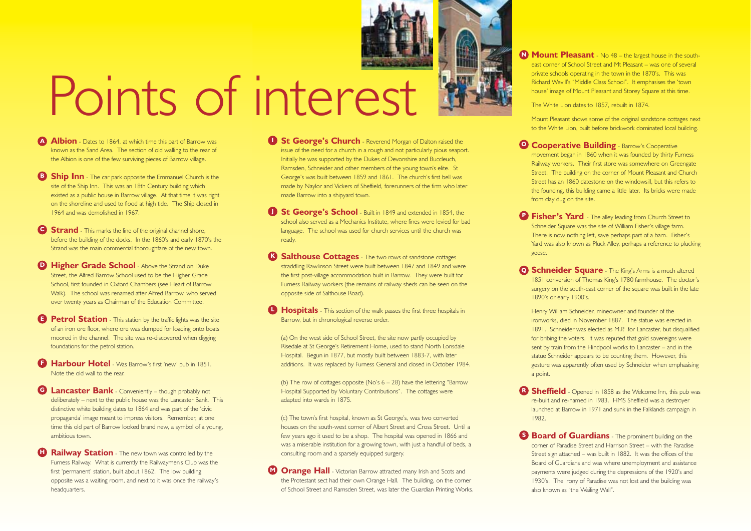# Points of interest

**A Albion** - Dates to 1864, at which time this part of Barrow was known as the Sand Area. The section of old walling to the rear of the Albion is one of the few surviving pieces of Barrow village.

**B Ship Inn** - The car park opposite the Emmanuel Church is the site of the Ship Inn. This was an 18th Century building which existed as a public house in Barrow village. At that time it was right on the shoreline and used to flood at high tide. The Ship closed in 1964 and was demolished in 1967.

**C Strand** - This marks the line of the original channel shore, before the building of the docks. In the 1860's and early 1870's the Strand was the main commercial thoroughfare of the new town.

**D Higher Grade School** - Above the Strand on Duke Street, the Alfred Barrow School used to be the Higher Grade School, first founded in Oxford Chambers (see Heart of Barrow Walk). The school was renamed after Alfred Barrow, who served over twenty years as Chairman of the Education Committee.

**E Petrol Station** - This station by the traffic lights was the site of an iron ore floor, where ore was dumped for loading onto boats moored in the channel. The site was re-discovered when digging foundations for the petrol station.

**F Harbour Hotel** - Was Barrow's first 'new' pub in 1851. Note the old wall to the rear.

**G Lancaster Bank** - Conveniently – though probably not deliberately – next to the public house was the Lancaster Bank. This distinctive white building dates to 1864 and was part of the 'civic propaganda' image meant to impress visitors. Remember, at one time this old part of Barrow looked brand new, a symbol of a young, ambitious town.

**H Railway Station** - The new town was controlled by the Furness Railway. What is currently the Railwaymen's Club was the first 'permanent' station, built about 1862. The low building opposite was a waiting room, and next to it was once the railway's headquarters.

**I St George's Church** - Reverend Morgan of Dalton raised the issue of the need for a church in a rough and not particularly pious seaport. Initially he was supported by the Dukes of Devonshire and Buccleuch, Ramsden, Schneider and other members of the young town's elite. St George's was built between 1859 and 1861. The church's first bell was made by Naylor and Vickers of Sheffield, forerunners of the firm who later made Barrow into a shipyard town.

**J St George's School** - Built in 1849 and extended in 1854, the school also served as a Mechanics Institute, where fines were levied for bad language. The school was used for church services until the church was ready.

**K Salthouse Cottages** - The two rows of sandstone cottages straddling Rawlinson Street were built between 1847 and 1849 and were the first post-village accommodation built in Barrow. They were built for Furness Railway workers (the remains of railway sheds can be seen on the opposite side of Salthouse Road).

**L Hospitals** - This section of the walk passes the first three hospitals in Barrow, but in chronological reverse order.

(a) On the west side of School Street, the site now partly occupied by Risedale at St George's Retirement Home, used to stand North Lonsdale Hospital. Begun in 1877, but mostly built between 1883-7, with later additions. It was replaced by Furness General and closed in October 1984.

(b) The row of cottages opposite (No's 6 – 28) have the lettering "Barrow Hospital Supported by Voluntary Contributions". The cottages were adapted into wards in 1875.

(c) The town's first hospital, known as St George's, was two converted houses on the south-west corner of Albert Street and Cross Street. Until a few years ago it used to be a shop. The hospital was opened in 1866 and was a miserable institution for a growing town, with just a handful of beds, a consulting room and a sparsely equipped surgery.

**M Orange Hall** - Victorian Barrow attracted many Irish and Scots and the Protestant sect had their own Orange Hall. The building, on the corner of School Street and Ramsden Street, was later the Guardian Printing Works.

**N Mount Pleasant** - No 48 – the largest house in the south-east corner of School Street and Mt Pleasant – was one of several private schools operating in the town in the 1870's. This was Richard Wevill's "Middle Class School". It emphasises the 'town house' image of Mount Pleasant and Storey Square at this time.

The White Lion dates to 1857, rebuilt in 1874.

Mount Pleasant shows some of the original sandstone cottages next to the White Lion, built before brickwork dominated local building.

**O Cooperative Building** - Barrow's Cooperative movement began in 1860 when it was founded by thirty Furness Railway workers. Their first store was somewhere on Greengate Street. The building on the corner of Mount Pleasant and Church Street has an 1860 datestone on the windowsill, but this refers to the founding, this building came a little later. Its bricks were made from clay dug on the site.

**P Fisher's Yard** - The alley leading from Church Street to Schneider Square was the site of William Fisher's village farm. There is now nothing left, save perhaps part of a barn. Fisher's Yard was also known as Pluck Alley, perhaps a reference to plucking geese.

**Q Schneider Square** - The King's Arms is a much altered 1851 conversion of Thomas King's 1780 farmhouse. The doctor's surgery on the south-east corner of the square was built in the late 1890's or early 1900's.

Henry William Schneider, mineowner and founder of the ironworks, died in November 1887. The statue was erected in 1891. Schneider was elected as M.P. for Lancaster, but disqualified for bribing the voters. It was reputed that gold sovereigns were sent by train from the Hindpool works to Lancaster – and in the statue Schneider appears to be counting them. However, this gesture was apparently often used by Schneider when emphasising a point.

**R Sheffield** - Opened in 1858 as the Welcome Inn, this pub was re-built and re-named in 1983. HMS Sheffield was a destroyer launched at Barrow in 1971 and sunk in the Falklands campaign in 1982.

**S Board of Guardians** - The prominent building on the corner of Paradise Street and Harrison Street – with the Paradise Street sign attached – was built in 1882. It was the offices of the Board of Guardians and was where unemployment and assistance payments were judged during the depressions of the 1920's and 1930's. The irony of Paradise was not lost and the building was also known as "the Wailing Wall".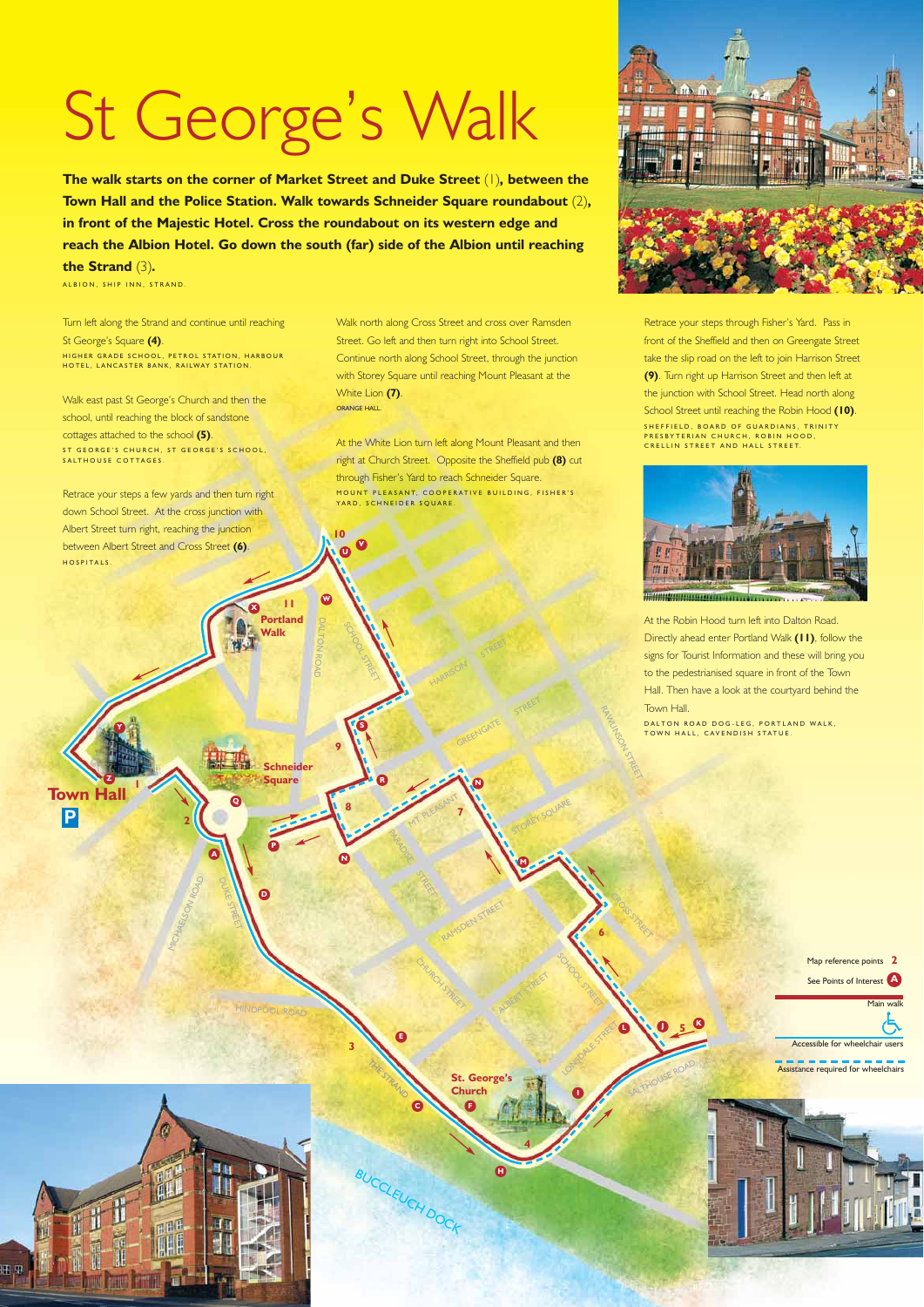# St George's Walk

**The walk starts on the corner of Market Street and Duke Street** (1)**, between the Town Hall and the Police Station. Walk towards Schneider Square roundabout** (2)**, in front of the Majestic Hotel. Cross the roundabout on its western edge and reach the Albion Hotel. Go down the south (far) side of the Albion until reaching the Strand** (3)**.**

ALBION, SHIP INN, STRAND.

Turn left along the Strand and continue until reaching St George's Square **(4)**.

HIGHER GRADE SCHOOL, PETROL STATION, HARBOUR HOTEL, LANCASTER BANK, RAILWAY STATION.

Walk east past St George's Church and then the school, until reaching the block of sandstone cottages attached to the school **(5)**.

ST GEORGE'S CHURCH, ST GEORGE'S SCHOOL, SALTHOUSE COTTAGES.

Retrace your steps a few yards and then turn right down School Street. At the cross junction with Albert Street turn right, reaching the junction between Albert Street and Cross Street **(6)**.

HOSPITALS.

Walk north along Cross Street and cross over Ramsden Street. Go left and then turn right into School Street. Continue north along School Street, through the junction with Storey Square until reaching Mount Pleasant at the White Lion **(7)**.

ORANGE HALL.

At the White Lion turn left along Mount Pleasant and then right at Church Street. Opposite the Sheffield pub **(8)** cut through Fisher's Yard to reach Schneider Square.

MOUNT PLEASANT, COOPERATIVE BUILDING, FISHER'S YARD, SCHNEIDER SQUARE.

Retrace your steps through Fisher's Yard. Pass in front of the Sheffield and then on Greengate Street take the slip road on the left to join Harrison Street **(9)**. Turn right up Harrison Street and then left at the junction with School Street. Head north along School Street until reaching the Robin Hood **(10)**.

SHEFFIELD, BOARD OF GUARDIANS, TRINITY PRESBYTERIAN CHURCH, ROBIN HOOD, CRELLIN STREET AND HALL STREET.

At the Robin Hood turn left into Dalton Road. Directly ahead enter Portland Walk **(11)**, follow the signs for Tourist Information and these will bring you to the pedestrianised square in front of the Town Hall. Then have a look at the courtyard behind the Town Hall.

DALTON ROAD DOG-LEG, PORTLAND WALK, TOWN HALL, CAVENDISH STATUE.

Town Hall
Portland Walk
Schneider Square
St. George's Church
BUCCLEUCH DOCK

Map reference points 2
See Points of Interest A
Main walk
Accessible for wheelchair users
Assistance required for wheelchairs